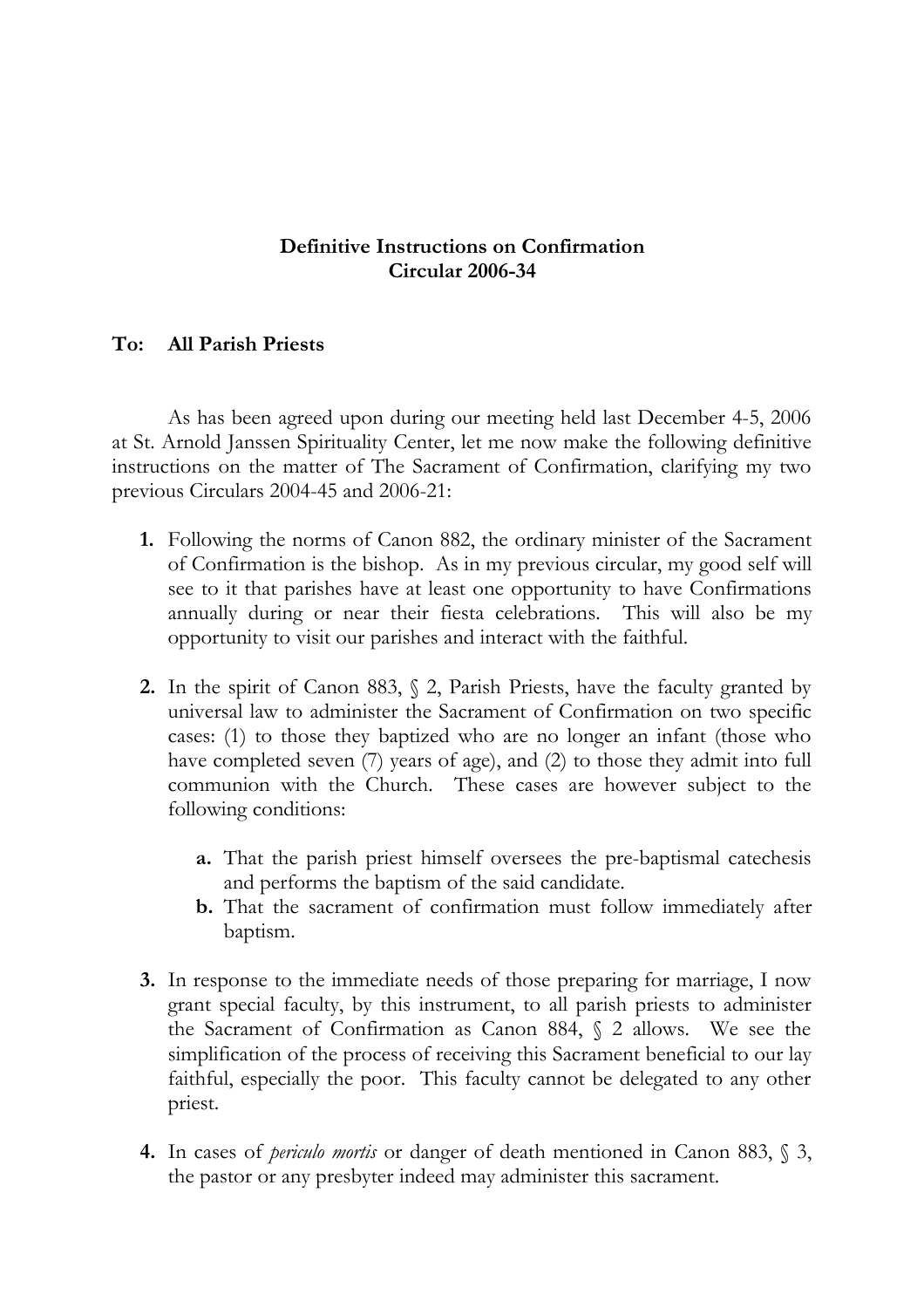**Definitive Instructions on Confirmation**
**Circular 2006-34**

**To: All Parish Priests**

As has been agreed upon during our meeting held last December 4-5, 2006 at St. Arnold Janssen Spirituality Center, let me now make the following definitive instructions on the matter of The Sacrament of Confirmation, clarifying my two previous Circulars 2004-45 and 2006-21:

1. Following the norms of Canon 882, the ordinary minister of the Sacrament of Confirmation is the bishop. As in my previous circular, my good self will see to it that parishes have at least one opportunity to have Confirmations annually during or near their fiesta celebrations. This will also be my opportunity to visit our parishes and interact with the faithful.

2. In the spirit of Canon 883, § 2, Parish Priests, have the faculty granted by universal law to administer the Sacrament of Confirmation on two specific cases: (1) to those they baptized who are no longer an infant (those who have completed seven (7) years of age), and (2) to those they admit into full communion with the Church. These cases are however subject to the following conditions:

    a. That the parish priest himself oversees the pre-baptismal catechesis and performs the baptism of the said candidate.
    b. That the sacrament of confirmation must follow immediately after baptism.

3. In response to the immediate needs of those preparing for marriage, I now grant special faculty, by this instrument, to all parish priests to administer the Sacrament of Confirmation as Canon 884, § 2 allows. We see the simplification of the process of receiving this Sacrament beneficial to our lay faithful, especially the poor. This faculty cannot be delegated to any other priest.

4. In cases of *periculo mortis* or danger of death mentioned in Canon 883, § 3, the pastor or any presbyter indeed may administer this sacrament.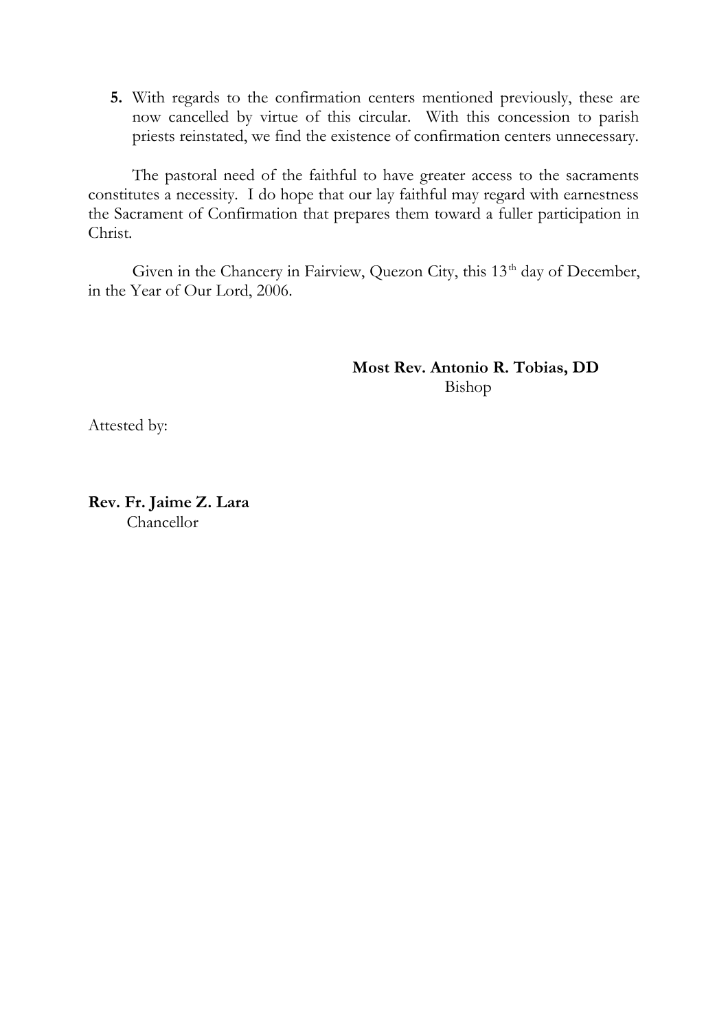5. With regards to the confirmation centers mentioned previously, these are now cancelled by virtue of this circular. With this concession to parish priests reinstated, we find the existence of confirmation centers unnecessary.

The pastoral need of the faithful to have greater access to the sacraments constitutes a necessity. I do hope that our lay faithful may regard with earnestness the Sacrament of Confirmation that prepares them toward a fuller participation in Christ.

Given in the Chancery in Fairview, Quezon City, this 13th day of December, in the Year of Our Lord, 2006.

**Most Rev. Antonio R. Tobias, DD**
Bishop

Attested by:

**Rev. Fr. Jaime Z. Lara**
Chancellor